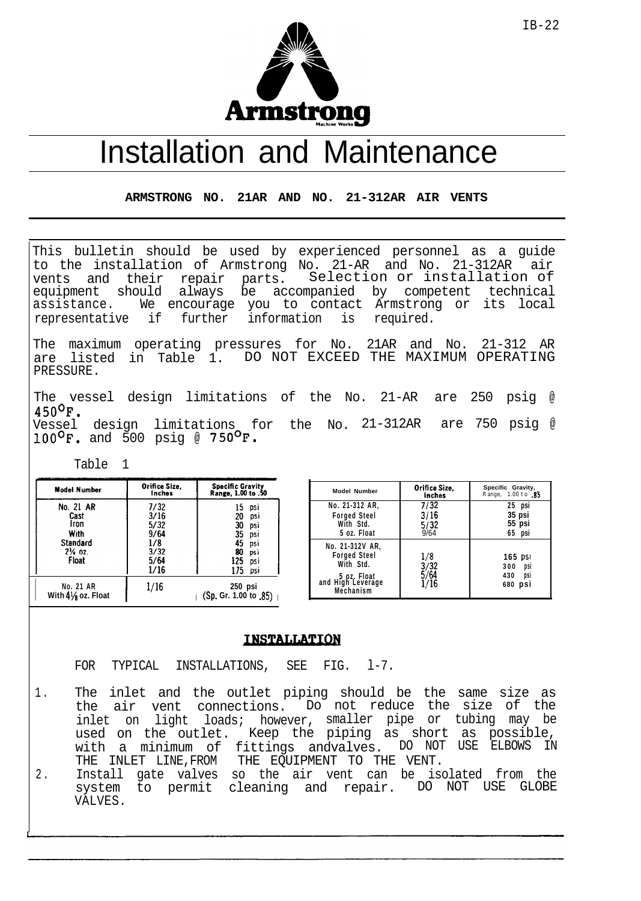IB-22

Armstrong

Machine Works

# Installation and Maintenance

**ARMSTRONG NO. 21AR AND NO. 21-312AR AIR VENTS**

This bulletin should be used by experienced personnel as a guide to the installation of Armstrong No. 21-AR and No. 21-312AR air vents and their repair parts. Selection or installation of equipment should always be accompanied by competent technical assistance. We encourage you to contact Armstrong or its local representative if further information is required.

The maximum operating pressures for No. 21AR and No. 21-312 AR are listed in Table 1. DO NOT EXCEED THE MAXIMUM OPERATING PRESSURE.

The vessel design limitations of the No. 21-AR are 250 psig @ 450°F.
Vessel design limitations for the No. 21-312AR are 750 psig @ 100°F. and 500 psig @ 750°F.

Table 1

| Model Number | Orifice Size, Inches | Specific Gravity Range, 1.00 to .50 |
|---|---|---|
| No. 21 AR Cast Iron With Standard 2¼ oz. Float | 7/32 | 15 psi |
| | 3/16 | 20 psi |
| | 5/32 | 30 psi |
| | 9/64 | 35 psi |
| | 1/8 | 45 psi |
| | 3/32 | 80 psi |
| | 5/64 | 125 psi |
| | 1/16 | 175 psi |
| No. 21 AR With 4⅛ oz. Float | 1/16 | 250 psi (Sp. Gr. 1.00 to .85) |

| Model Number | Orifice Size, Inches | Specific Gravity, Range, 1.00 to .85 |
|---|---|---|
| No. 21-312 AR, Forged Steel With Std. 5 oz. Float | 7/32 | 25 psi |
| | 3/16 | 35 psi |
| | 5/32 | 55 psi |
| | 9/64 | 65 psi |
| No. 21-312V AR, Forged Steel With Std. 5 oz. Float and High Leverage Mechanism | 1/8 | 165 psi |
| | 3/32 | 300 psi |
| | 5/64 | 430 psi |
| | 1/16 | 680 psi |

## INSTALLATION

FOR TYPICAL INSTALLATIONS, SEE FIG. 1-7.

1. The inlet and the outlet piping should be the same size as the air vent connections. Do not reduce the size of the inlet on light loads; however, smaller pipe or tubing may be used on the outlet. Keep the piping as short as possible, with a minimum of fittings and valves. DO NOT USE ELBOWS IN THE INLET LINE, FROM THE EQUIPMENT TO THE VENT.
2. Install gate valves so the air vent can be isolated from the system to permit cleaning and repair. DO NOT USE GLOBE VALVES.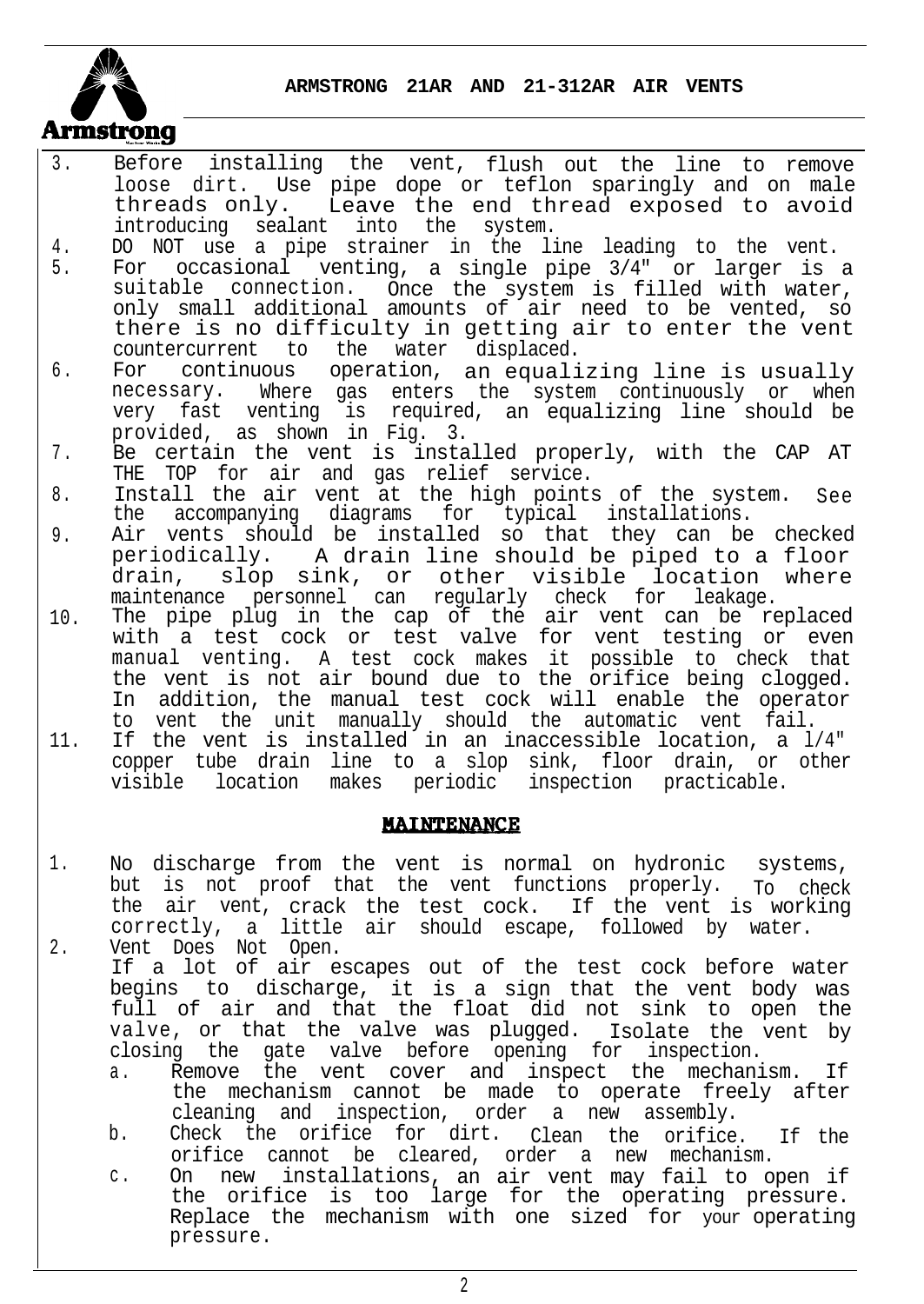3. Before installing the vent, flush out the line to remove loose dirt. Use pipe dope or teflon sparingly and on male threads only. Leave the end thread exposed to avoid introducing sealant into the system.
4. DO NOT use a pipe strainer in the line leading to the vent.
5. For occasional venting, a single pipe 3/4" or larger is a suitable connection. Once the system is filled with water, only small additional amounts of air need to be vented, so there is no difficulty in getting air to enter the vent countercurrent to the water displaced.
6. For continuous operation, an equalizing line is usually necessary. Where gas enters the system continuously or when very fast venting is required, an equalizing line should be provided, as shown in Fig. 3.
7. Be certain the vent is installed properly, with the CAP AT THE TOP for air and gas relief service.
8. Install the air vent at the high points of the system. See the accompanying diagrams for typical installations.
9. Air vents should be installed so that they can be checked periodically. A drain line should be piped to a floor drain, slop sink, or other visible location where maintenance personnel can regularly check for leakage.
10. The pipe plug in the cap of the air vent can be replaced with a test cock or test valve for vent testing or even manual venting. A test cock makes it possible to check that the vent is not air bound due to the orifice being clogged. In addition, the manual test cock will enable the operator to vent the unit manually should the automatic vent fail.
11. If the vent is installed in an inaccessible location, a 1/4" copper tube drain line to a slop sink, floor drain, or other visible location makes periodic inspection practicable.

## MAINTENANCE

1. No discharge from the vent is normal on hydronic systems, but is not proof that the vent functions properly. To check the air vent, crack the test cock. If the vent is working correctly, a little air should escape, followed by water.
2. Vent Does Not Open.
   If a lot of air escapes out of the test cock before water begins to discharge, it is a sign that the vent body was full of air and that the float did not sink to open the valve, or that the valve was plugged. Isolate the vent by closing the gate valve before opening for inspection.
   a. Remove the vent cover and inspect the mechanism. If the mechanism cannot be made to operate freely after cleaning and inspection, order a new assembly.
   b. Check the orifice for dirt. Clean the orifice. If the orifice cannot be cleared, order a new mechanism.
   c. On new installations, an air vent may fail to open if the orifice is too large for the operating pressure. Replace the mechanism with one sized for your operating pressure.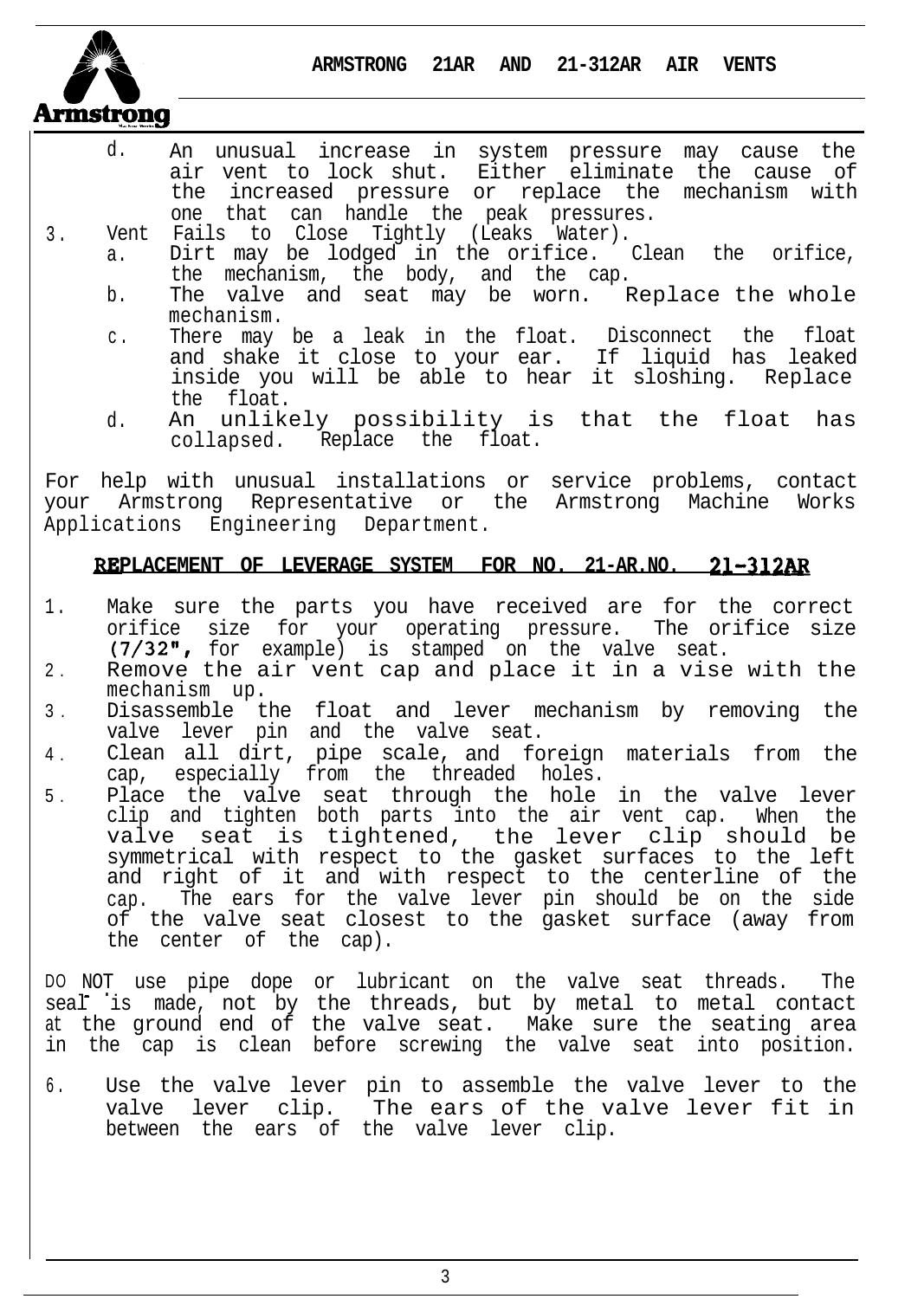d. An unusual increase in system pressure may cause the air vent to lock shut. Either eliminate the cause of the increased pressure or replace the mechanism with one that can handle the peak pressures.

3. Vent Fails to Close Tightly (Leaks Water).
   a. Dirt may be lodged in the orifice. Clean the orifice, the mechanism, the body, and the cap.
   b. The valve and seat may be worn. Replace the whole mechanism.
   c. There may be a leak in the float. Disconnect the float and shake it close to your ear. If liquid has leaked inside you will be able to hear it sloshing. Replace the float.
   d. An unlikely possibility is that the float has collapsed. Replace the float.

For help with unusual installations or service problems, contact your Armstrong Representative or the Armstrong Machine Works Applications Engineering Department.

## REPLACEMENT OF LEVERAGE SYSTEM FOR NO. 21-AR.NO. 21-312AR

1. Make sure the parts you have received are for the correct orifice size for your operating pressure. The orifice size (7/32", for example) is stamped on the valve seat.
2. Remove the air vent cap and place it in a vise with the mechanism up.
3. Disassemble the float and lever mechanism by removing the valve lever pin and the valve seat.
4. Clean all dirt, pipe scale, and foreign materials from the cap, especially from the threaded holes.
5. Place the valve seat through the hole in the valve lever clip and tighten both parts into the air vent cap. When the valve seat is tightened, the lever clip should be symmetrical with respect to the gasket surfaces to the left and right of it and with respect to the centerline of the cap. The ears for the valve lever pin should be on the side of the valve seat closest to the gasket surface (away from the center of the cap).

DO NOT use pipe dope or lubricant on the valve seat threads. The seal is made, not by the threads, but by metal to metal contact at the ground end of the valve seat. Make sure the seating area in the cap is clean before screwing the valve seat into position.

6. Use the valve lever pin to assemble the valve lever to the valve lever clip. The ears of the valve lever fit in between the ears of the valve lever clip.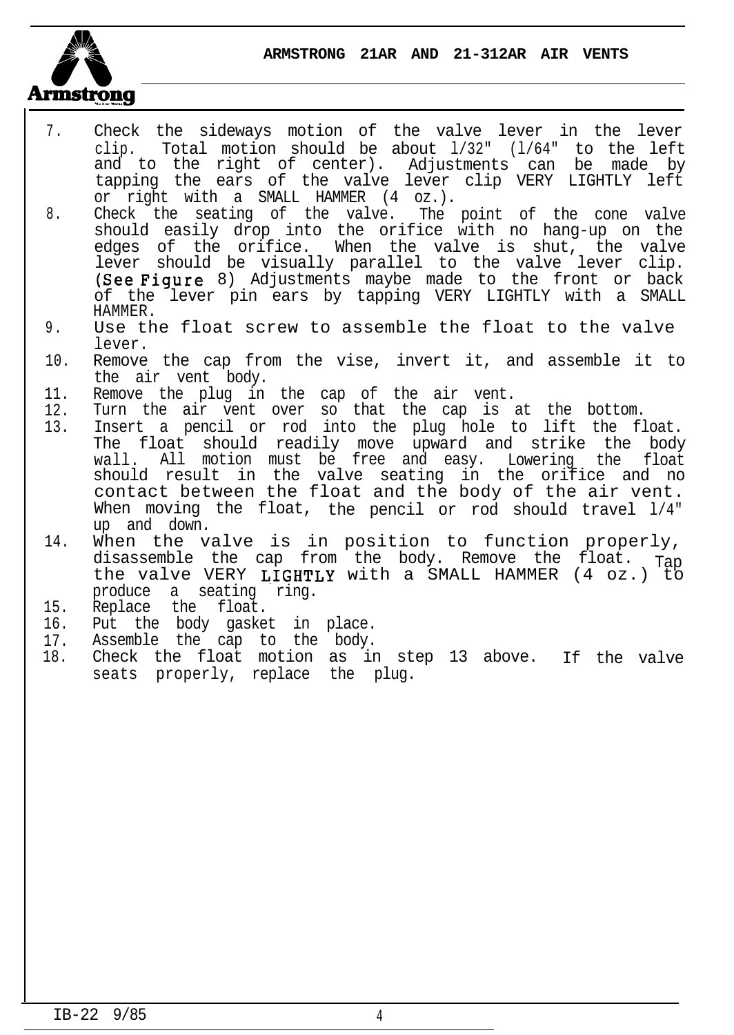7. Check the sideways motion of the valve lever in the lever clip. Total motion should be about 1/32" (1/64" to the left and to the right of center). Adjustments can be made by tapping the ears of the valve lever clip VERY LIGHTLY left or right with a SMALL HAMMER (4 oz.).
8. Check the seating of the valve. The point of the cone valve should easily drop into the orifice with no hang-up on the edges of the orifice. When the valve is shut, the valve lever should be visually parallel to the valve lever clip. (See Figure 8) Adjustments maybe made to the front or back of the lever pin ears by tapping VERY LIGHTLY with a SMALL HAMMER.
9. Use the float screw to assemble the float to the valve lever.
10. Remove the cap from the vise, invert it, and assemble it to the air vent body.
11. Remove the plug in the cap of the air vent.
12. Turn the air vent over so that the cap is at the bottom.
13. Insert a pencil or rod into the plug hole to lift the float. The float should readily move upward and strike the body wall. All motion must be free and easy. Lowering the float should result in the valve seating in the orifice and no contact between the float and the body of the air vent. When moving the float, the pencil or rod should travel 1/4" up and down.
14. When the valve is in position to function properly, disassemble the cap from the body. Remove the float. Tap the valve VERY LIGHTLY with a SMALL HAMMER (4 oz.) to produce a seating ring.
15. Replace the float.
16. Put the body gasket in place.
17. Assemble the cap to the body.
18. Check the float motion as in step 13 above. If the valve seats properly, replace the plug.

IB-22 9/85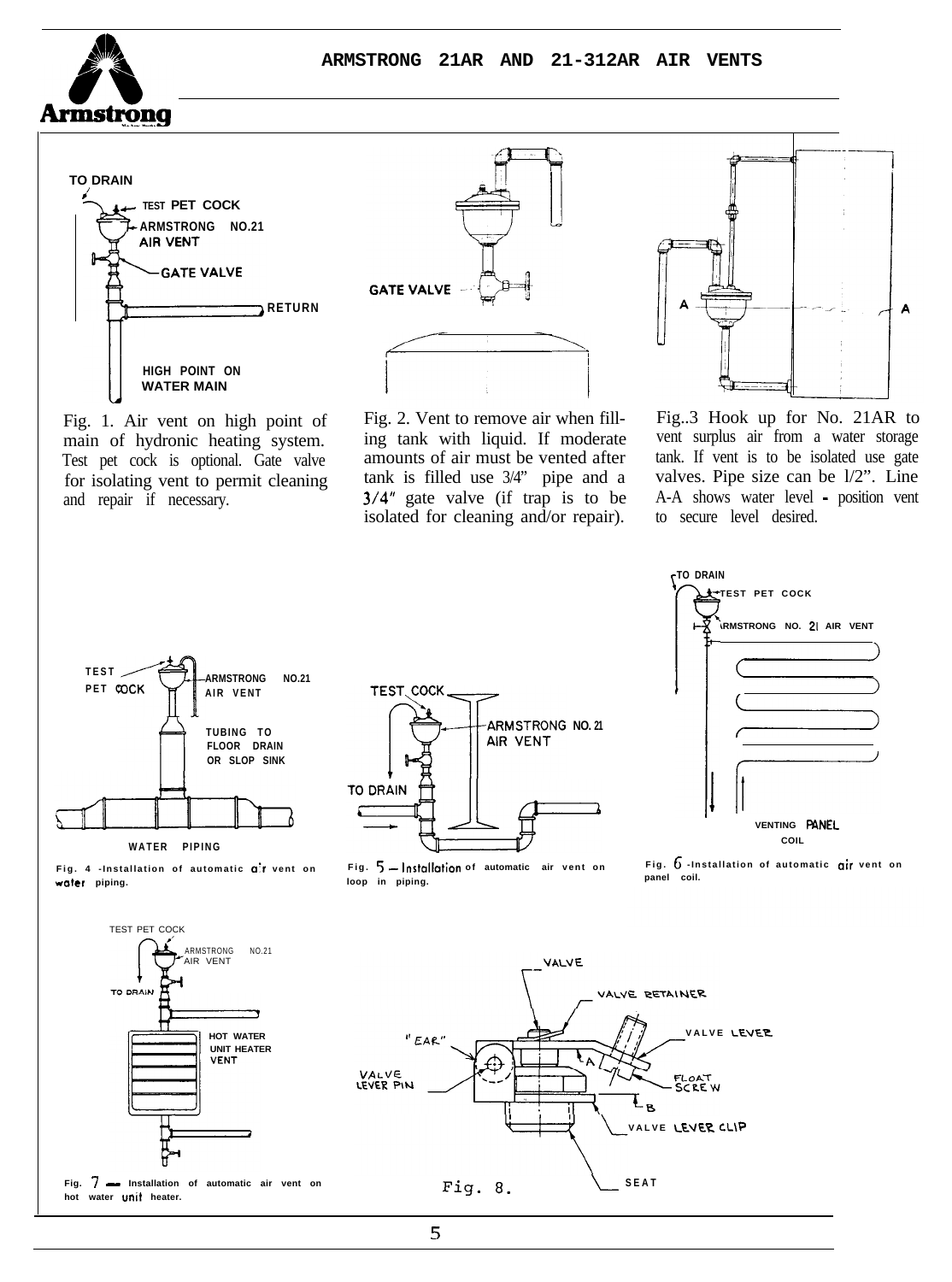# ARMSTRONG 21AR AND 21-312AR AIR VENTS

TO DRAIN

TEST PET COCK

ARMSTRONG NO.21 AIR VENT

GATE VALVE

RETURN

HIGH POINT ON WATER MAIN

Fig. 1. Air vent on high point of main of hydronic heating system. Test pet cock is optional. Gate valve for isolating vent to permit cleaning and repair if necessary.

GATE VALVE

Fig. 2. Vent to remove air when filling tank with liquid. If moderate amounts of air must be vented after tank is filled use 3/4" pipe and a 3/4" gate valve (if trap is to be isolated for cleaning and/or repair).

A A

Fig..3 Hook up for No. 21AR to vent surplus air from a water storage tank. If vent is to be isolated use gate valves. Pipe size can be l/2". Line A-A shows water level - position vent to secure level desired.

TEST PET COCK

ARMSTRONG NO.21 AIR VENT

TUBING TO FLOOR DRAIN OR SLOP SINK

WATER PIPING

Fig. 4 -Installation of automatic air vent on water piping.

TEST COCK

ARMSTRONG NO. 21 AIR VENT

TO DRAIN

Fig. 5 – Installation of automatic air vent on loop in piping.

TO DRAIN

TEST PET COCK

ARMSTRONG NO. 21 AIR VENT

VENTING PANEL COIL

Fig. 6 -Installation of automatic air vent on panel coil.

TEST PET COCK

ARMSTRONG NO.21 AIR VENT

TO DRAIN

HOT WATER UNIT HEATER VENT

Fig. 7 – Installation of automatic air vent on hot water unit heater.

VALVE

VALVE RETAINER

"EAR"

VALVE LEVER

A

VALVE LEVER PIN

FLOAT SCREW

B

VALVE LEVER CLIP

SEAT

Fig. 8.